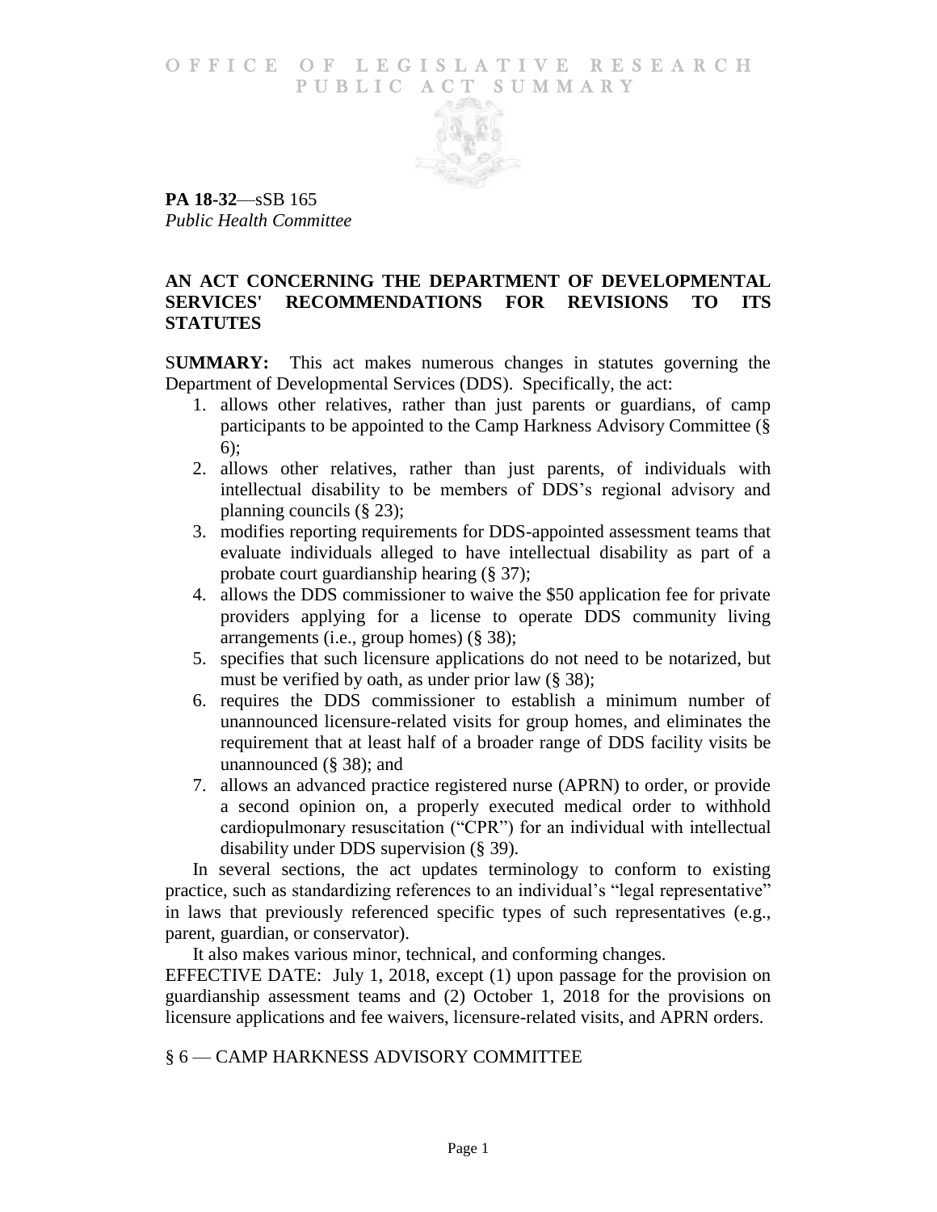OFFICE OF LEGISLATIVE RESEARCH
PUBLIC ACT SUMMARY

**PA 18-32**—sSB 165
*Public Health Committee*

## AN ACT CONCERNING THE DEPARTMENT OF DEVELOPMENTAL SERVICES' RECOMMENDATIONS FOR REVISIONS TO ITS STATUTES

**SUMMARY:** This act makes numerous changes in statutes governing the Department of Developmental Services (DDS). Specifically, the act:

1. allows other relatives, rather than just parents or guardians, of camp participants to be appointed to the Camp Harkness Advisory Committee (§ 6);
2. allows other relatives, rather than just parents, of individuals with intellectual disability to be members of DDS's regional advisory and planning councils (§ 23);
3. modifies reporting requirements for DDS-appointed assessment teams that evaluate individuals alleged to have intellectual disability as part of a probate court guardianship hearing (§ 37);
4. allows the DDS commissioner to waive the $50 application fee for private providers applying for a license to operate DDS community living arrangements (i.e., group homes) (§ 38);
5. specifies that such licensure applications do not need to be notarized, but must be verified by oath, as under prior law (§ 38);
6. requires the DDS commissioner to establish a minimum number of unannounced licensure-related visits for group homes, and eliminates the requirement that at least half of a broader range of DDS facility visits be unannounced (§ 38); and
7. allows an advanced practice registered nurse (APRN) to order, or provide a second opinion on, a properly executed medical order to withhold cardiopulmonary resuscitation ("CPR") for an individual with intellectual disability under DDS supervision (§ 39).

In several sections, the act updates terminology to conform to existing practice, such as standardizing references to an individual's "legal representative" in laws that previously referenced specific types of such representatives (e.g., parent, guardian, or conservator).

It also makes various minor, technical, and conforming changes.

EFFECTIVE DATE: July 1, 2018, except (1) upon passage for the provision on guardianship assessment teams and (2) October 1, 2018 for the provisions on licensure applications and fee waivers, licensure-related visits, and APRN orders.

### § 6 — CAMP HARKNESS ADVISORY COMMITTEE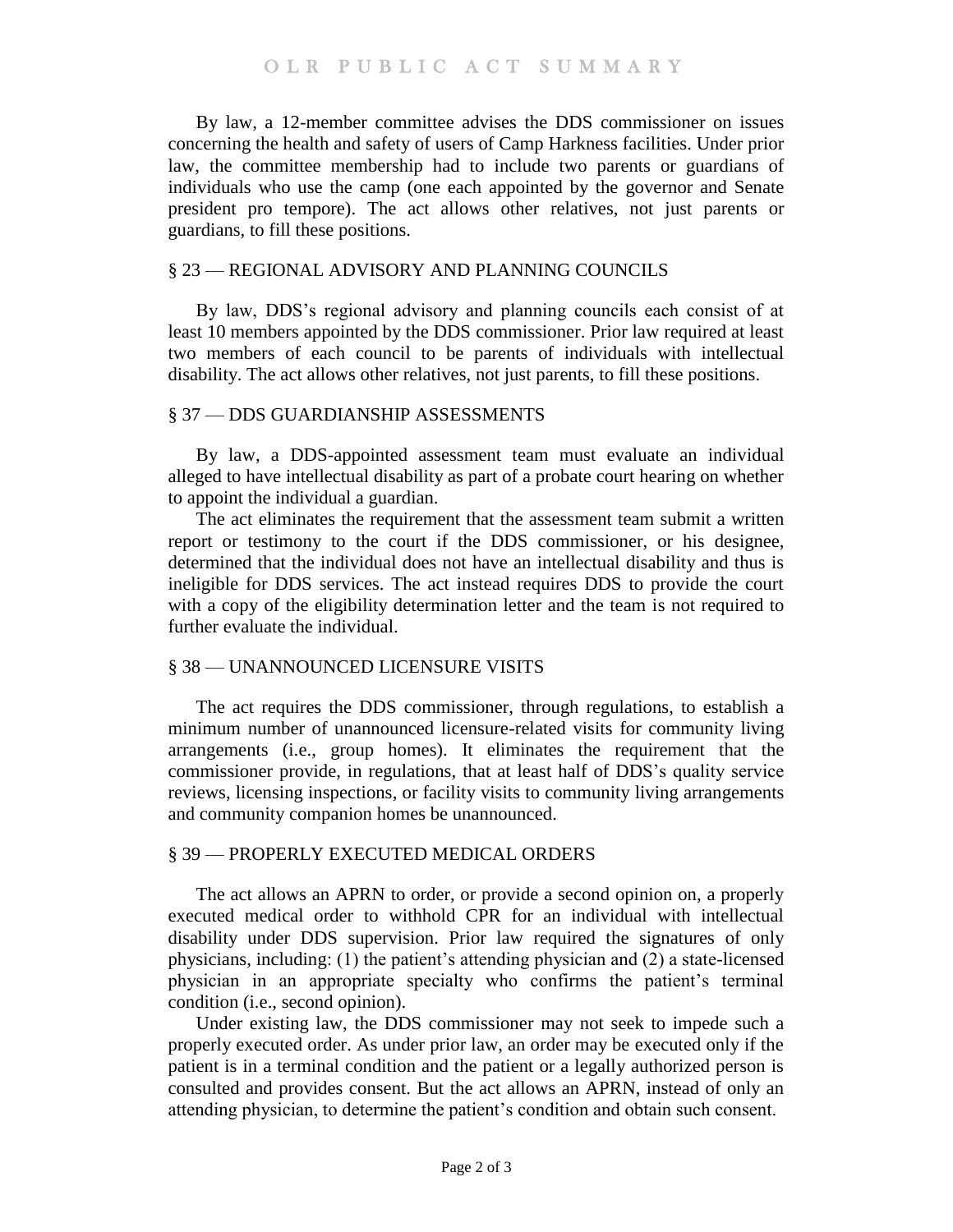By law, a 12-member committee advises the DDS commissioner on issues concerning the health and safety of users of Camp Harkness facilities. Under prior law, the committee membership had to include two parents or guardians of individuals who use the camp (one each appointed by the governor and Senate president pro tempore). The act allows other relatives, not just parents or guardians, to fill these positions.

## § 23 — REGIONAL ADVISORY AND PLANNING COUNCILS

By law, DDS's regional advisory and planning councils each consist of at least 10 members appointed by the DDS commissioner. Prior law required at least two members of each council to be parents of individuals with intellectual disability. The act allows other relatives, not just parents, to fill these positions.

## § 37 — DDS GUARDIANSHIP ASSESSMENTS

By law, a DDS-appointed assessment team must evaluate an individual alleged to have intellectual disability as part of a probate court hearing on whether to appoint the individual a guardian.

The act eliminates the requirement that the assessment team submit a written report or testimony to the court if the DDS commissioner, or his designee, determined that the individual does not have an intellectual disability and thus is ineligible for DDS services. The act instead requires DDS to provide the court with a copy of the eligibility determination letter and the team is not required to further evaluate the individual.

## § 38 — UNANNOUNCED LICENSURE VISITS

The act requires the DDS commissioner, through regulations, to establish a minimum number of unannounced licensure-related visits for community living arrangements (i.e., group homes). It eliminates the requirement that the commissioner provide, in regulations, that at least half of DDS's quality service reviews, licensing inspections, or facility visits to community living arrangements and community companion homes be unannounced.

## § 39 — PROPERLY EXECUTED MEDICAL ORDERS

The act allows an APRN to order, or provide a second opinion on, a properly executed medical order to withhold CPR for an individual with intellectual disability under DDS supervision. Prior law required the signatures of only physicians, including: (1) the patient's attending physician and (2) a state-licensed physician in an appropriate specialty who confirms the patient's terminal condition (i.e., second opinion).

Under existing law, the DDS commissioner may not seek to impede such a properly executed order. As under prior law, an order may be executed only if the patient is in a terminal condition and the patient or a legally authorized person is consulted and provides consent. But the act allows an APRN, instead of only an attending physician, to determine the patient's condition and obtain such consent.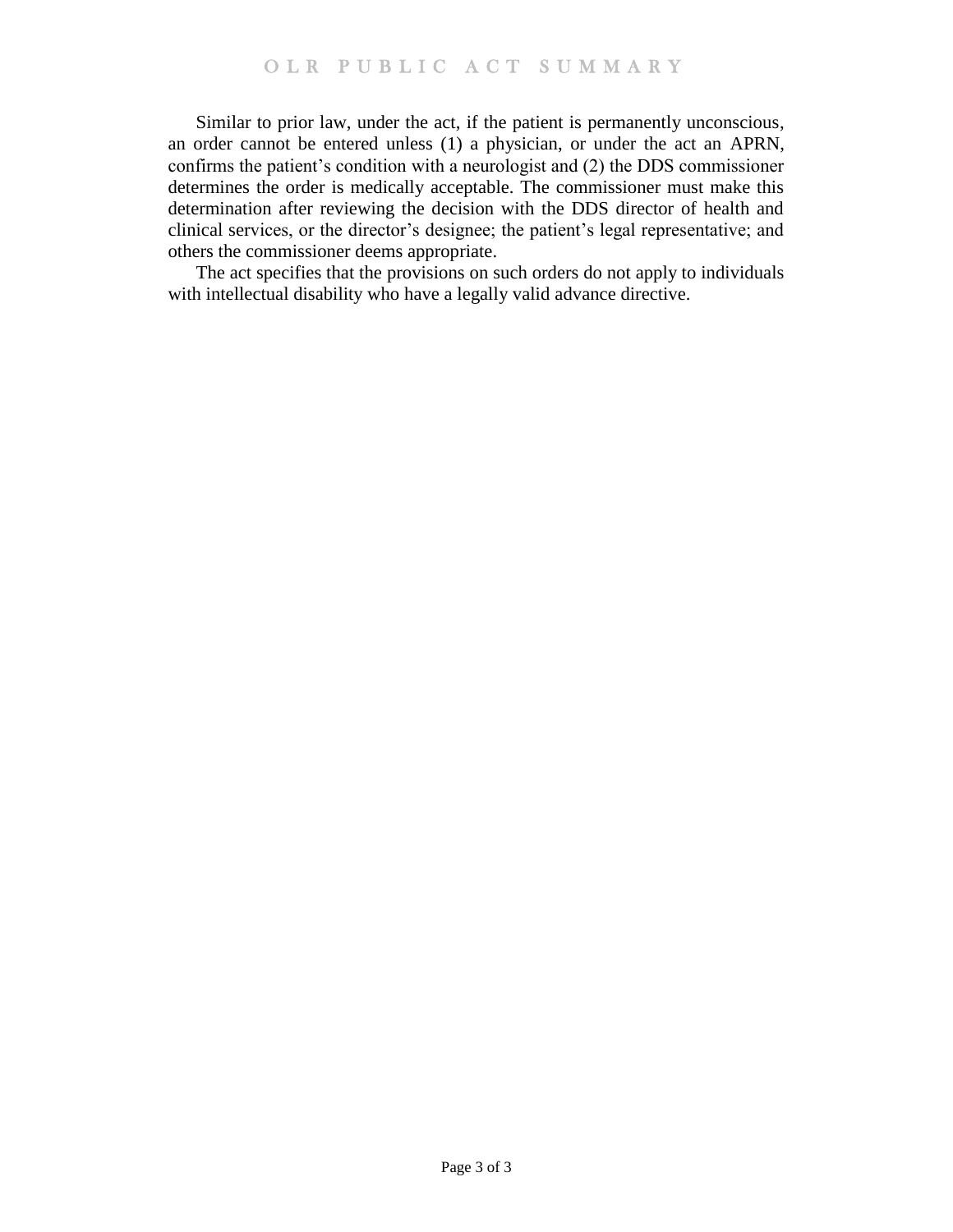Similar to prior law, under the act, if the patient is permanently unconscious, an order cannot be entered unless (1) a physician, or under the act an APRN, confirms the patient's condition with a neurologist and (2) the DDS commissioner determines the order is medically acceptable. The commissioner must make this determination after reviewing the decision with the DDS director of health and clinical services, or the director's designee; the patient's legal representative; and others the commissioner deems appropriate.

The act specifies that the provisions on such orders do not apply to individuals with intellectual disability who have a legally valid advance directive.